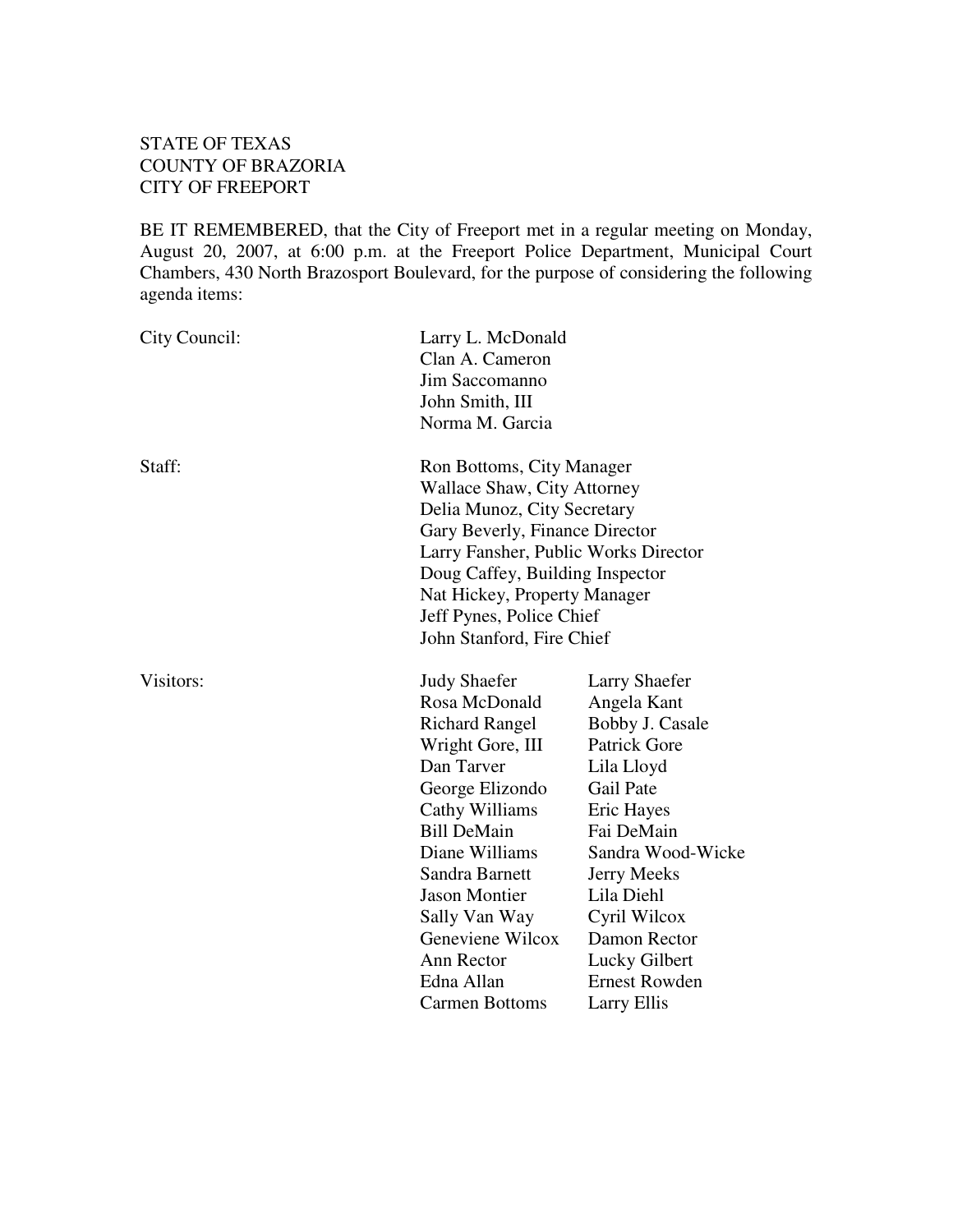STATE OF TEXAS
COUNTY OF BRAZORIA
CITY OF FREEPORT

BE IT REMEMBERED, that the City of Freeport met in a regular meeting on Monday, August 20, 2007, at 6:00 p.m. at the Freeport Police Department, Municipal Court Chambers, 430 North Brazosport Boulevard, for the purpose of considering the following agenda items:

| | | |
|---|---|---|
| City Council: | Larry L. McDonald | |
| | Clan A. Cameron | |
| | Jim Saccomanno | |
| | John Smith, III | |
| | Norma M. Garcia | |
| Staff: | Ron Bottoms, City Manager | |
| | Wallace Shaw, City Attorney | |
| | Delia Munoz, City Secretary | |
| | Gary Beverly, Finance Director | |
| | Larry Fansher, Public Works Director | |
| | Doug Caffey, Building Inspector | |
| | Nat Hickey, Property Manager | |
| | Jeff Pynes, Police Chief | |
| | John Stanford, Fire Chief | |
| Visitors: | Judy Shaefer | Larry Shaefer |
| | Rosa McDonald | Angela Kant |
| | Richard Rangel | Bobby J. Casale |
| | Wright Gore, III | Patrick Gore |
| | Dan Tarver | Lila Lloyd |
| | George Elizondo | Gail Pate |
| | Cathy Williams | Eric Hayes |
| | Bill DeMain | Fai DeMain |
| | Diane Williams | Sandra Wood-Wicke |
| | Sandra Barnett | Jerry Meeks |
| | Jason Montier | Lila Diehl |
| | Sally Van Way | Cyril Wilcox |
| | Geneviene Wilcox | Damon Rector |
| | Ann Rector | Lucky Gilbert |
| | Edna Allan | Ernest Rowden |
| | Carmen Bottoms | Larry Ellis |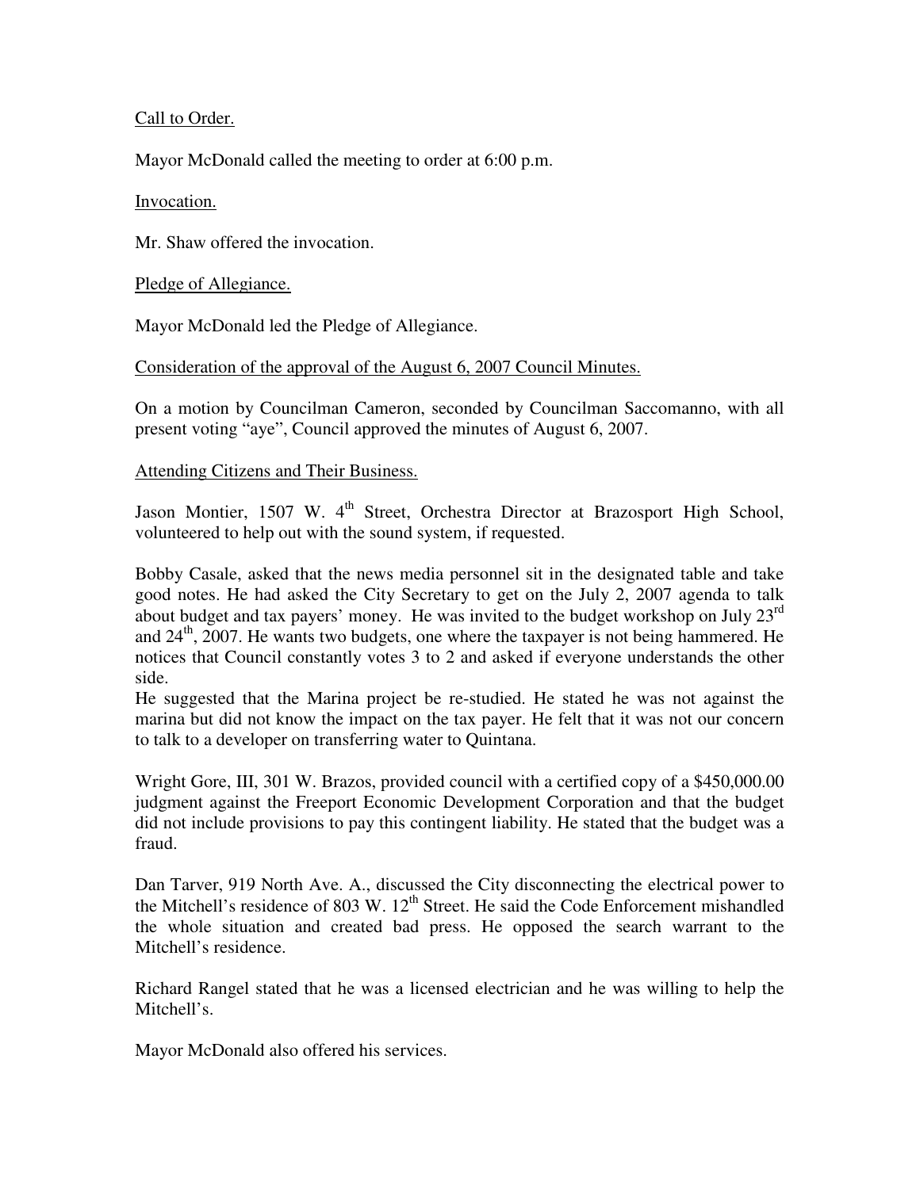Call to Order.

Mayor McDonald called the meeting to order at 6:00 p.m.

Invocation.

Mr. Shaw offered the invocation.

Pledge of Allegiance.

Mayor McDonald led the Pledge of Allegiance.

Consideration of the approval of the August 6, 2007 Council Minutes.

On a motion by Councilman Cameron, seconded by Councilman Saccomanno, with all present voting "aye", Council approved the minutes of August 6, 2007.

Attending Citizens and Their Business.

Jason Montier, 1507 W. 4th Street, Orchestra Director at Brazosport High School, volunteered to help out with the sound system, if requested.

Bobby Casale, asked that the news media personnel sit in the designated table and take good notes. He had asked the City Secretary to get on the July 2, 2007 agenda to talk about budget and tax payers' money. He was invited to the budget workshop on July 23rd and 24th, 2007. He wants two budgets, one where the taxpayer is not being hammered. He notices that Council constantly votes 3 to 2 and asked if everyone understands the other side.
He suggested that the Marina project be re-studied. He stated he was not against the marina but did not know the impact on the tax payer. He felt that it was not our concern to talk to a developer on transferring water to Quintana.

Wright Gore, III, 301 W. Brazos, provided council with a certified copy of a $450,000.00 judgment against the Freeport Economic Development Corporation and that the budget did not include provisions to pay this contingent liability. He stated that the budget was a fraud.

Dan Tarver, 919 North Ave. A., discussed the City disconnecting the electrical power to the Mitchell's residence of 803 W. 12th Street. He said the Code Enforcement mishandled the whole situation and created bad press. He opposed the search warrant to the Mitchell's residence.

Richard Rangel stated that he was a licensed electrician and he was willing to help the Mitchell's.

Mayor McDonald also offered his services.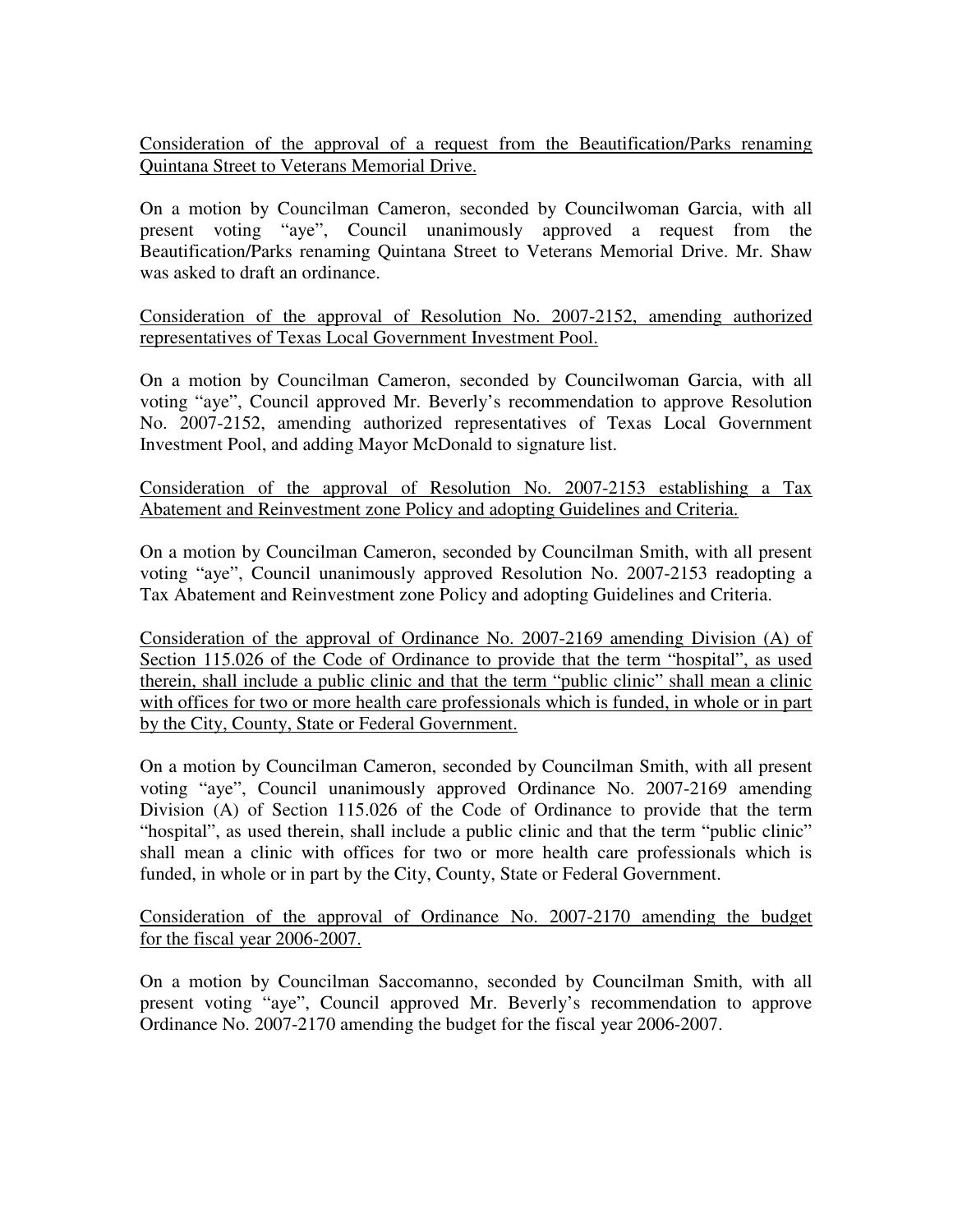<u>Consideration of the approval of a request from the Beautification/Parks renaming Quintana Street to Veterans Memorial Drive.</u>

On a motion by Councilman Cameron, seconded by Councilwoman Garcia, with all present voting "aye", Council unanimously approved a request from the Beautification/Parks renaming Quintana Street to Veterans Memorial Drive. Mr. Shaw was asked to draft an ordinance.

<u>Consideration of the approval of Resolution No. 2007-2152, amending authorized representatives of Texas Local Government Investment Pool.</u>

On a motion by Councilman Cameron, seconded by Councilwoman Garcia, with all voting "aye", Council approved Mr. Beverly's recommendation to approve Resolution No. 2007-2152, amending authorized representatives of Texas Local Government Investment Pool, and adding Mayor McDonald to signature list.

<u>Consideration of the approval of Resolution No. 2007-2153 establishing a Tax Abatement and Reinvestment zone Policy and adopting Guidelines and Criteria.</u>

On a motion by Councilman Cameron, seconded by Councilman Smith, with all present voting "aye", Council unanimously approved Resolution No. 2007-2153 readopting a Tax Abatement and Reinvestment zone Policy and adopting Guidelines and Criteria.

<u>Consideration of the approval of Ordinance No. 2007-2169 amending Division (A) of Section 115.026 of the Code of Ordinance to provide that the term "hospital", as used therein, shall include a public clinic and that the term "public clinic" shall mean a clinic with offices for two or more health care professionals which is funded, in whole or in part by the City, County, State or Federal Government.</u>

On a motion by Councilman Cameron, seconded by Councilman Smith, with all present voting "aye", Council unanimously approved Ordinance No. 2007-2169 amending Division (A) of Section 115.026 of the Code of Ordinance to provide that the term "hospital", as used therein, shall include a public clinic and that the term "public clinic" shall mean a clinic with offices for two or more health care professionals which is funded, in whole or in part by the City, County, State or Federal Government.

<u>Consideration of the approval of Ordinance No. 2007-2170 amending the budget for the fiscal year 2006-2007.</u>

On a motion by Councilman Saccomanno, seconded by Councilman Smith, with all present voting "aye", Council approved Mr. Beverly's recommendation to approve Ordinance No. 2007-2170 amending the budget for the fiscal year 2006-2007.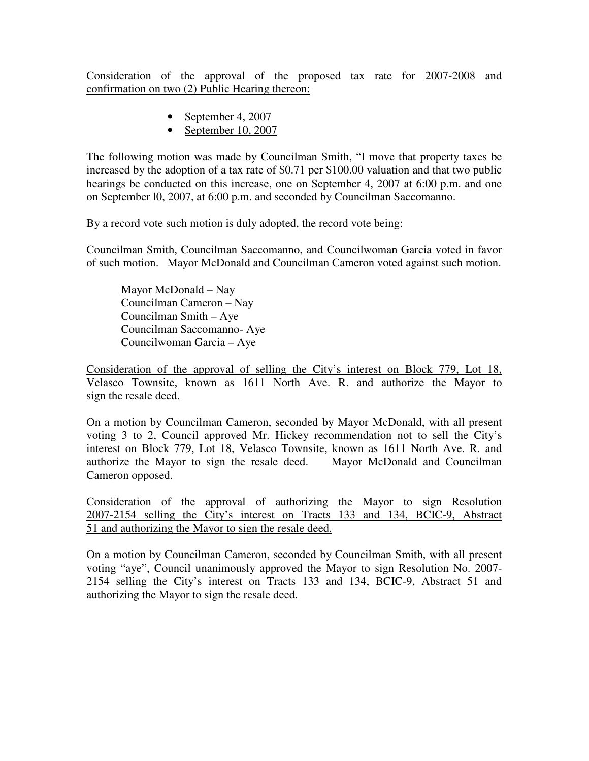Consideration of the approval of the proposed tax rate for 2007-2008 and confirmation on two (2) Public Hearing thereon:

- September 4, 2007
- September 10, 2007

The following motion was made by Councilman Smith, "I move that property taxes be increased by the adoption of a tax rate of $0.71 per $100.00 valuation and that two public hearings be conducted on this increase, one on September 4, 2007 at 6:00 p.m. and one on September l0, 2007, at 6:00 p.m. and seconded by Councilman Saccomanno.

By a record vote such motion is duly adopted, the record vote being:

Councilman Smith, Councilman Saccomanno, and Councilwoman Garcia voted in favor of such motion. Mayor McDonald and Councilman Cameron voted against such motion.

Mayor McDonald – Nay
Councilman Cameron – Nay
Councilman Smith – Aye
Councilman Saccomanno- Aye
Councilwoman Garcia – Aye

Consideration of the approval of selling the City's interest on Block 779, Lot 18, Velasco Townsite, known as 1611 North Ave. R. and authorize the Mayor to sign the resale deed.

On a motion by Councilman Cameron, seconded by Mayor McDonald, with all present voting 3 to 2, Council approved Mr. Hickey recommendation not to sell the City's interest on Block 779, Lot 18, Velasco Townsite, known as 1611 North Ave. R. and authorize the Mayor to sign the resale deed. Mayor McDonald and Councilman Cameron opposed.

Consideration of the approval of authorizing the Mayor to sign Resolution 2007-2154 selling the City's interest on Tracts 133 and 134, BCIC-9, Abstract 51 and authorizing the Mayor to sign the resale deed.

On a motion by Councilman Cameron, seconded by Councilman Smith, with all present voting "aye", Council unanimously approved the Mayor to sign Resolution No. 2007-2154 selling the City's interest on Tracts 133 and 134, BCIC-9, Abstract 51 and authorizing the Mayor to sign the resale deed.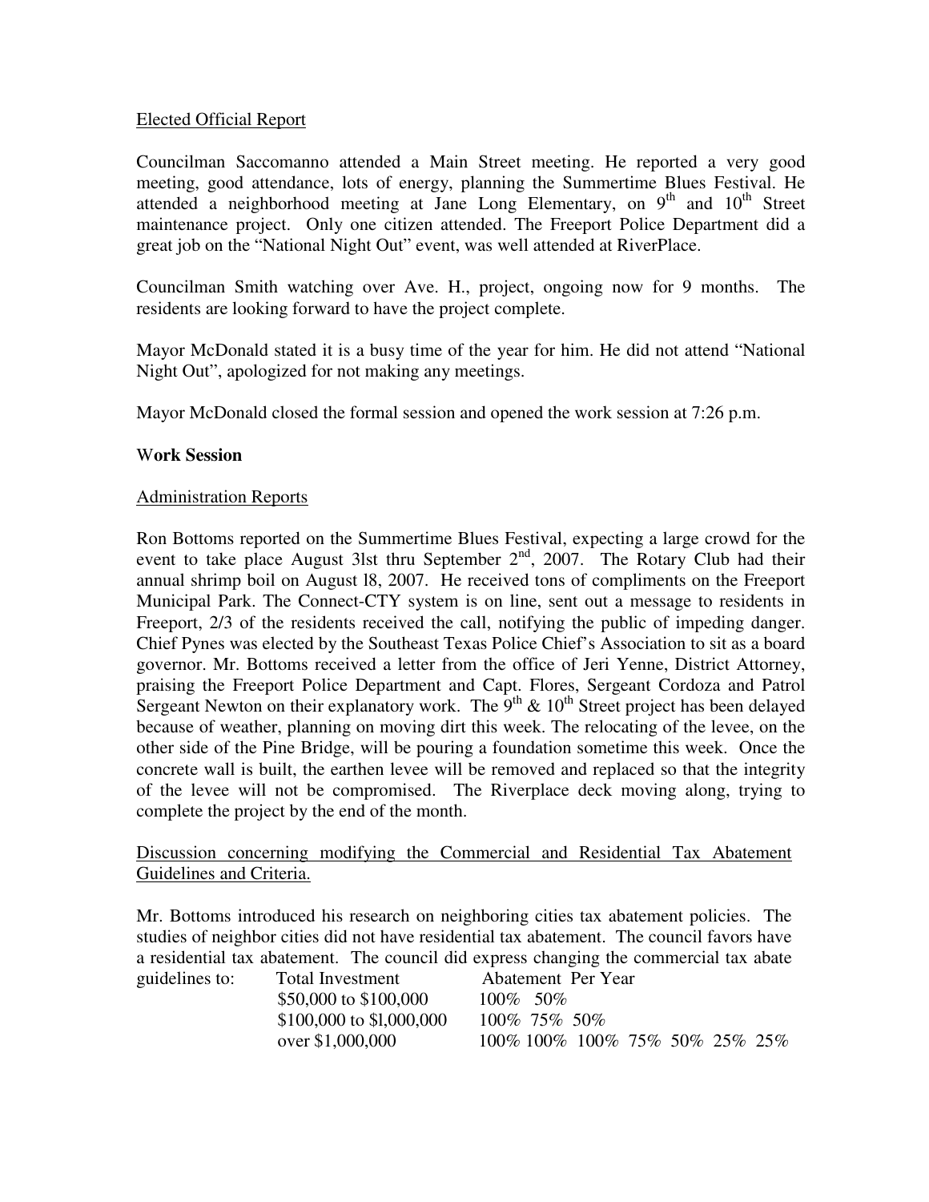Elected Official Report

Councilman Saccomanno attended a Main Street meeting. He reported a very good meeting, good attendance, lots of energy, planning the Summertime Blues Festival. He attended a neighborhood meeting at Jane Long Elementary, on 9th and 10th Street maintenance project. Only one citizen attended. The Freeport Police Department did a great job on the "National Night Out" event, was well attended at RiverPlace.

Councilman Smith watching over Ave. H., project, ongoing now for 9 months. The residents are looking forward to have the project complete.

Mayor McDonald stated it is a busy time of the year for him. He did not attend "National Night Out", apologized for not making any meetings.

Mayor McDonald closed the formal session and opened the work session at 7:26 p.m.

**Work Session**

Administration Reports

Ron Bottoms reported on the Summertime Blues Festival, expecting a large crowd for the event to take place August 3lst thru September 2nd, 2007. The Rotary Club had their annual shrimp boil on August l8, 2007. He received tons of compliments on the Freeport Municipal Park. The Connect-CTY system is on line, sent out a message to residents in Freeport, 2/3 of the residents received the call, notifying the public of impeding danger. Chief Pynes was elected by the Southeast Texas Police Chief's Association to sit as a board governor. Mr. Bottoms received a letter from the office of Jeri Yenne, District Attorney, praising the Freeport Police Department and Capt. Flores, Sergeant Cordoza and Patrol Sergeant Newton on their explanatory work. The 9th & 10th Street project has been delayed because of weather, planning on moving dirt this week. The relocating of the levee, on the other side of the Pine Bridge, will be pouring a foundation sometime this week. Once the concrete wall is built, the earthen levee will be removed and replaced so that the integrity of the levee will not be compromised. The Riverplace deck moving along, trying to complete the project by the end of the month.

Discussion concerning modifying the Commercial and Residential Tax Abatement Guidelines and Criteria.

Mr. Bottoms introduced his research on neighboring cities tax abatement policies. The studies of neighbor cities did not have residential tax abatement. The council favors have a residential tax abatement. The council did express changing the commercial tax abate guidelines to:

| Total Investment | Abatement Per Year |
|---|---|
| \$50,000 to \$100,000 | 100% 50% |
| \$100,000 to \$l,000,000 | 100% 75% 50% |
| over \$1,000,000 | 100% 100% 100% 75% 50% 25% 25% |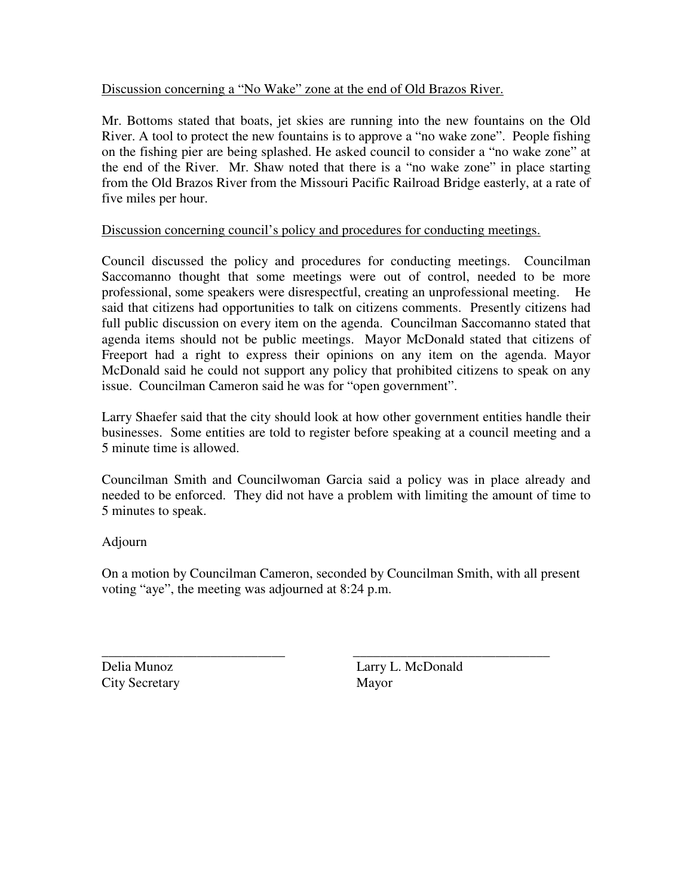<u>Discussion concerning a "No Wake" zone at the end of Old Brazos River.</u>

Mr. Bottoms stated that boats, jet skies are running into the new fountains on the Old River. A tool to protect the new fountains is to approve a "no wake zone". People fishing on the fishing pier are being splashed. He asked council to consider a "no wake zone" at the end of the River. Mr. Shaw noted that there is a "no wake zone" in place starting from the Old Brazos River from the Missouri Pacific Railroad Bridge easterly, at a rate of five miles per hour.

<u>Discussion concerning council's policy and procedures for conducting meetings.</u>

Council discussed the policy and procedures for conducting meetings. Councilman Saccomanno thought that some meetings were out of control, needed to be more professional, some speakers were disrespectful, creating an unprofessional meeting. He said that citizens had opportunities to talk on citizens comments. Presently citizens had full public discussion on every item on the agenda. Councilman Saccomanno stated that agenda items should not be public meetings. Mayor McDonald stated that citizens of Freeport had a right to express their opinions on any item on the agenda. Mayor McDonald said he could not support any policy that prohibited citizens to speak on any issue. Councilman Cameron said he was for "open government".

Larry Shaefer said that the city should look at how other government entities handle their businesses. Some entities are told to register before speaking at a council meeting and a 5 minute time is allowed.

Councilman Smith and Councilwoman Garcia said a policy was in place already and needed to be enforced. They did not have a problem with limiting the amount of time to 5 minutes to speak.

Adjourn

On a motion by Councilman Cameron, seconded by Councilman Smith, with all present voting "aye", the meeting was adjourned at 8:24 p.m.

| | |
|---|---|
| ___________________________ | _____________________________ |
| Delia Munoz | Larry L. McDonald |
| City Secretary | Mayor |